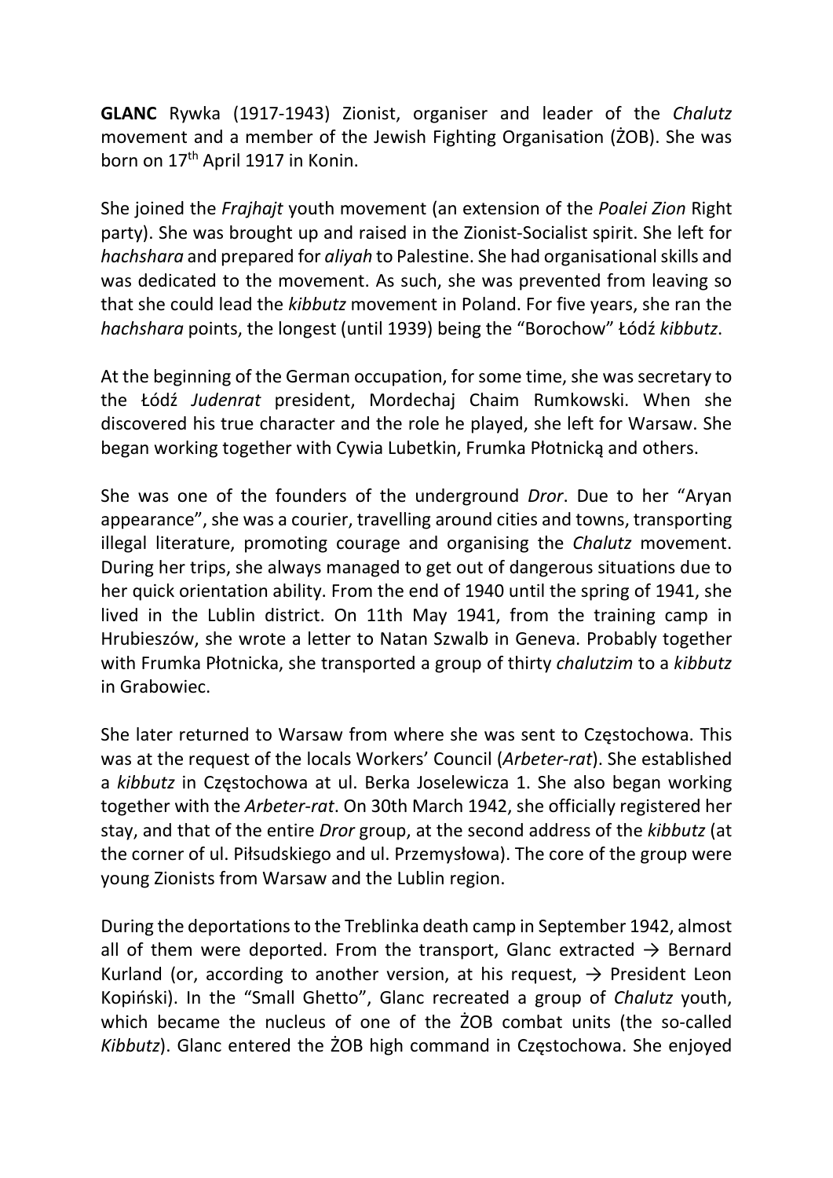**GLANC** Rywka (1917-1943) Zionist, organiser and leader of the *Chalutz* movement and a member of the Jewish Fighting Organisation (ŻOB). She was born on 17th April 1917 in Konin.

She joined the *Frajhajt* youth movement (an extension of the *Poalei Zion* Right party). She was brought up and raised in the Zionist-Socialist spirit. She left for *hachshara* and prepared for *aliyah* to Palestine. She had organisational skills and was dedicated to the movement. As such, she was prevented from leaving so that she could lead the *kibbutz* movement in Poland. For five years, she ran the *hachshara* points, the longest (until 1939) being the "Borochow" Łódź *kibbutz*.

At the beginning of the German occupation, for some time, she was secretary to the Łódź *Judenrat* president, Mordechaj Chaim Rumkowski. When she discovered his true character and the role he played, she left for Warsaw. She began working together with Cywia Lubetkin, Frumka Płotnicką and others.

She was one of the founders of the underground *Dror*. Due to her "Aryan appearance", she was a courier, travelling around cities and towns, transporting illegal literature, promoting courage and organising the *Chalutz* movement. During her trips, she always managed to get out of dangerous situations due to her quick orientation ability. From the end of 1940 until the spring of 1941, she lived in the Lublin district. On 11th May 1941, from the training camp in Hrubieszów, she wrote a letter to Natan Szwalb in Geneva. Probably together with Frumka Płotnicka, she transported a group of thirty *chalutzim* to a *kibbutz* in Grabowiec.

She later returned to Warsaw from where she was sent to Częstochowa. This was at the request of the locals Workers' Council (*Arbeter-rat*). She established a *kibbutz* in Częstochowa at ul. Berka Joselewicza 1. She also began working together with the *Arbeter-rat*. On 30th March 1942, she officially registered her stay, and that of the entire *Dror* group, at the second address of the *kibbutz* (at the corner of ul. Piłsudskiego and ul. Przemysłowa). The core of the group were young Zionists from Warsaw and the Lublin region.

During the deportations to the Treblinka death camp in September 1942, almost all of them were deported. From the transport, Glanc extracted → Bernard Kurland (or, according to another version, at his request, → President Leon Kopiński). In the "Small Ghetto", Glanc recreated a group of *Chalutz* youth, which became the nucleus of one of the ŻOB combat units (the so-called *Kibbutz*). Glanc entered the ŻOB high command in Częstochowa. She enjoyed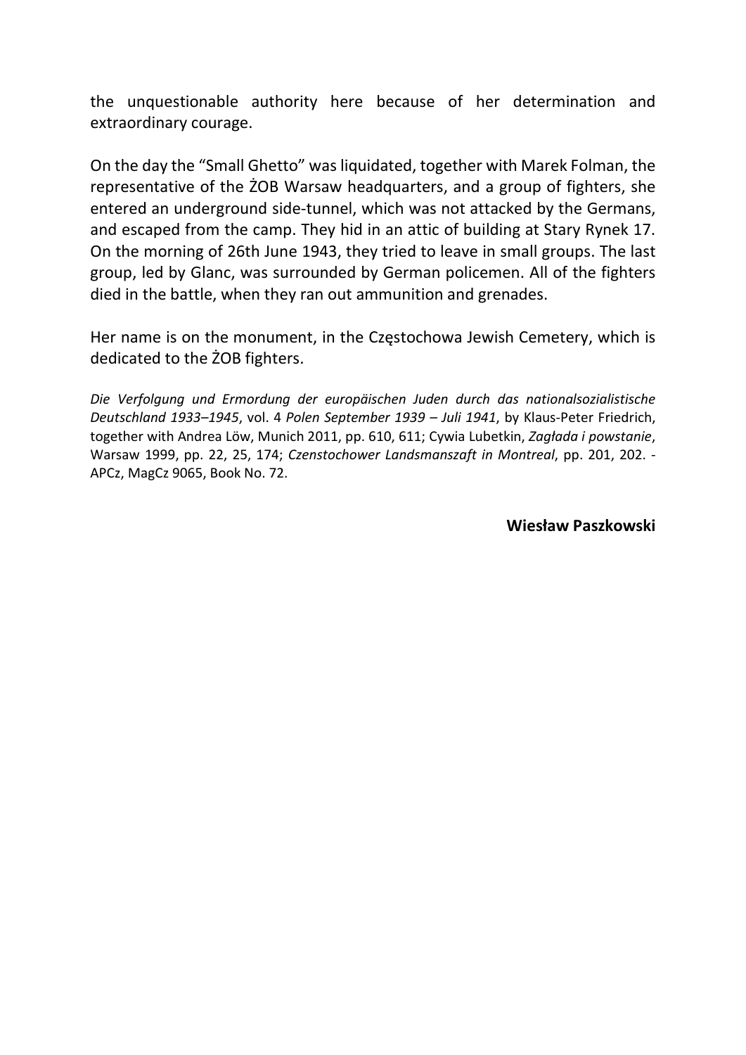the unquestionable authority here because of her determination and extraordinary courage.

On the day the "Small Ghetto" was liquidated, together with Marek Folman, the representative of the ŻOB Warsaw headquarters, and a group of fighters, she entered an underground side-tunnel, which was not attacked by the Germans, and escaped from the camp. They hid in an attic of building at Stary Rynek 17. On the morning of 26th June 1943, they tried to leave in small groups. The last group, led by Glanc, was surrounded by German policemen. All of the fighters died in the battle, when they ran out ammunition and grenades.

Her name is on the monument, in the Częstochowa Jewish Cemetery, which is dedicated to the ŻOB fighters.

*Die Verfolgung und Ermordung der europäischen Juden durch das nationalsozialistische Deutschland 1933–1945*, vol. 4 *Polen September 1939 – Juli 1941*, by Klaus-Peter Friedrich, together with Andrea Löw, Munich 2011, pp. 610, 611; Cywia Lubetkin, *Zagłada i powstanie*, Warsaw 1999, pp. 22, 25, 174; *Czenstochower Landsmanszaft in Montreal*, pp. 201, 202. - APCz, MagCz 9065, Book No. 72.

**Wiesław Paszkowski**